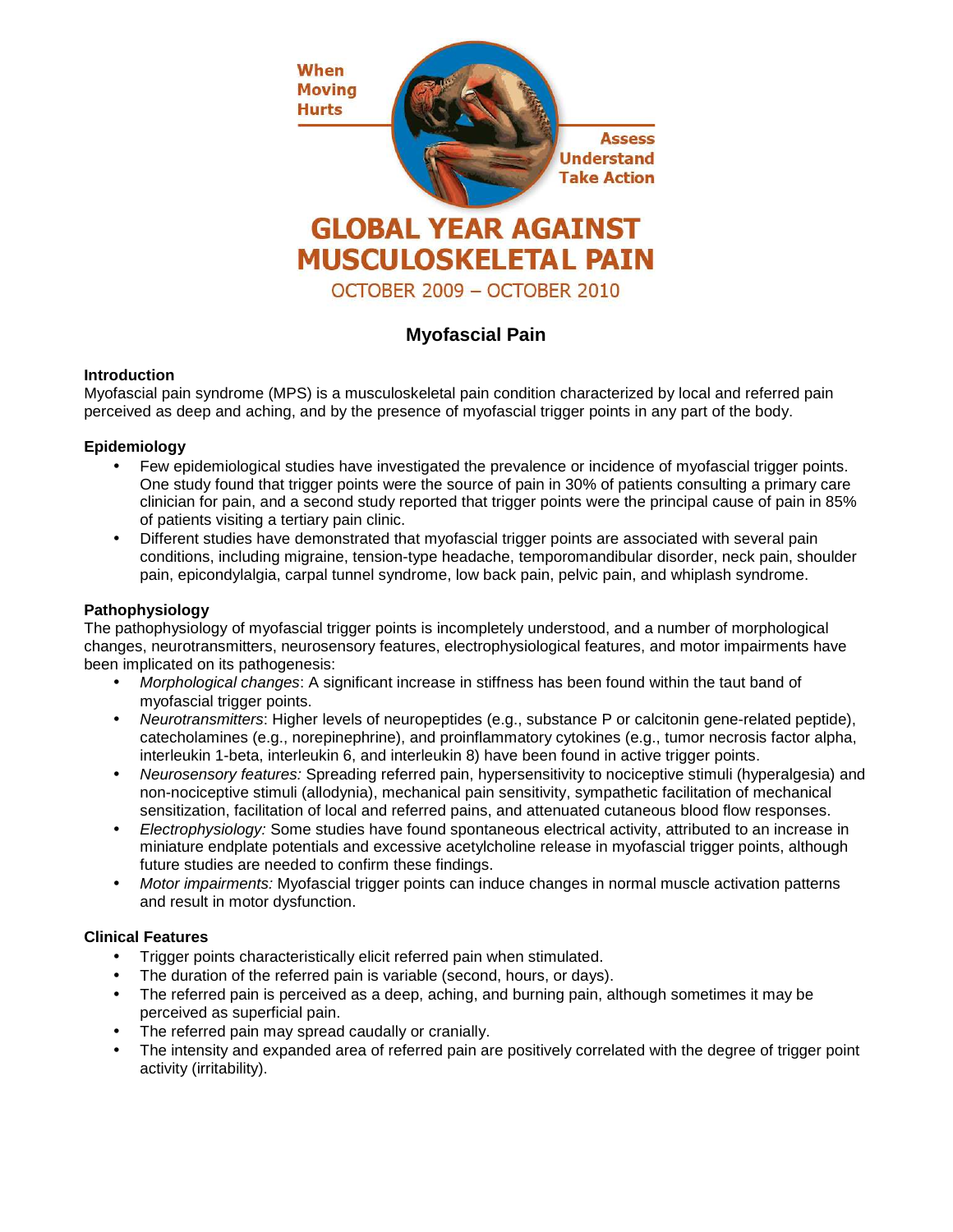When Moving Hurts

Assess Understand Take Action

# GLOBAL YEAR AGAINST MUSCULOSKELETAL PAIN

OCTOBER 2009 – OCTOBER 2010

## Myofascial Pain

### Introduction

Myofascial pain syndrome (MPS) is a musculoskeletal pain condition characterized by local and referred pain perceived as deep and aching, and by the presence of myofascial trigger points in any part of the body.

### Epidemiology

- Few epidemiological studies have investigated the prevalence or incidence of myofascial trigger points. One study found that trigger points were the source of pain in 30% of patients consulting a primary care clinician for pain, and a second study reported that trigger points were the principal cause of pain in 85% of patients visiting a tertiary pain clinic.
- Different studies have demonstrated that myofascial trigger points are associated with several pain conditions, including migraine, tension-type headache, temporomandibular disorder, neck pain, shoulder pain, epicondylalgia, carpal tunnel syndrome, low back pain, pelvic pain, and whiplash syndrome.

### Pathophysiology

The pathophysiology of myofascial trigger points is incompletely understood, and a number of morphological changes, neurotransmitters, neurosensory features, electrophysiological features, and motor impairments have been implicated on its pathogenesis:

- *Morphological changes*: A significant increase in stiffness has been found within the taut band of myofascial trigger points.
- *Neurotransmitters*: Higher levels of neuropeptides (e.g., substance P or calcitonin gene-related peptide), catecholamines (e.g., norepinephrine), and proinflammatory cytokines (e.g., tumor necrosis factor alpha, interleukin 1-beta, interleukin 6, and interleukin 8) have been found in active trigger points.
- *Neurosensory features:* Spreading referred pain, hypersensitivity to nociceptive stimuli (hyperalgesia) and non-nociceptive stimuli (allodynia), mechanical pain sensitivity, sympathetic facilitation of mechanical sensitization, facilitation of local and referred pains, and attenuated cutaneous blood flow responses.
- *Electrophysiology:* Some studies have found spontaneous electrical activity, attributed to an increase in miniature endplate potentials and excessive acetylcholine release in myofascial trigger points, although future studies are needed to confirm these findings.
- *Motor impairments:* Myofascial trigger points can induce changes in normal muscle activation patterns and result in motor dysfunction.

### Clinical Features

- Trigger points characteristically elicit referred pain when stimulated.
- The duration of the referred pain is variable (second, hours, or days).
- The referred pain is perceived as a deep, aching, and burning pain, although sometimes it may be perceived as superficial pain.
- The referred pain may spread caudally or cranially.
- The intensity and expanded area of referred pain are positively correlated with the degree of trigger point activity (irritability).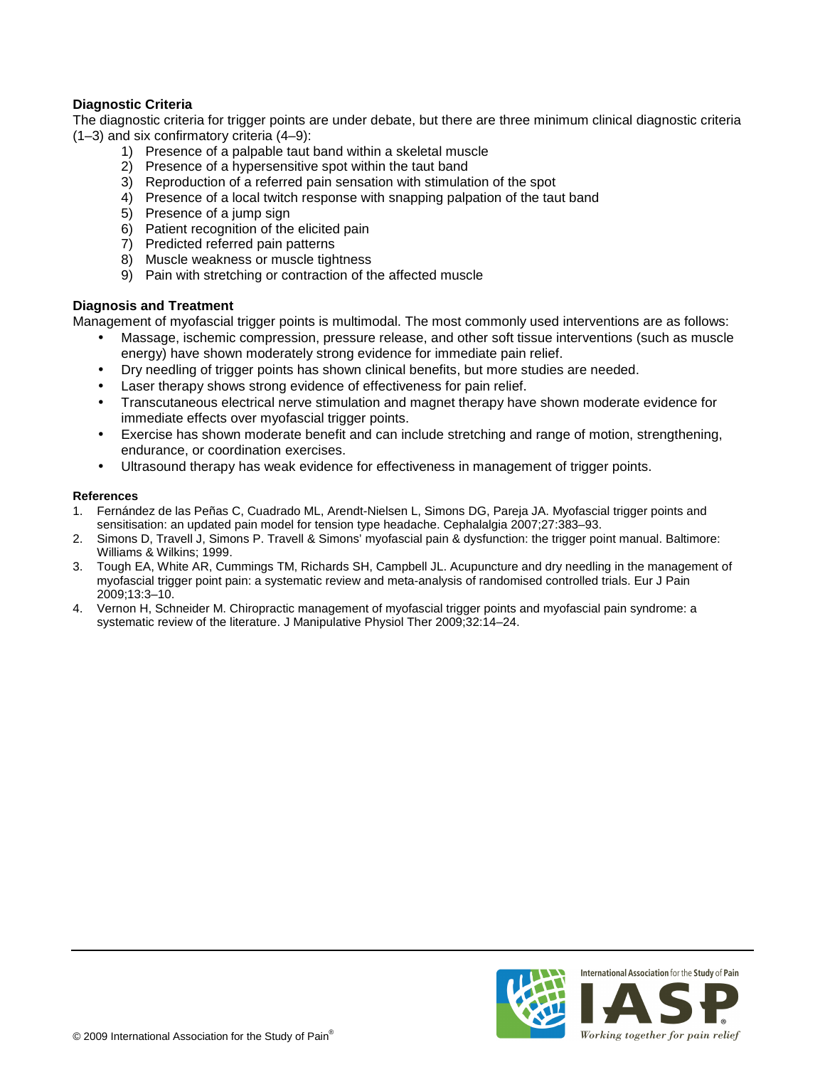**Diagnostic Criteria**

The diagnostic criteria for trigger points are under debate, but there are three minimum clinical diagnostic criteria (1–3) and six confirmatory criteria (4–9):

1) Presence of a palpable taut band within a skeletal muscle
2) Presence of a hypersensitive spot within the taut band
3) Reproduction of a referred pain sensation with stimulation of the spot
4) Presence of a local twitch response with snapping palpation of the taut band
5) Presence of a jump sign
6) Patient recognition of the elicited pain
7) Predicted referred pain patterns
8) Muscle weakness or muscle tightness
9) Pain with stretching or contraction of the affected muscle

**Diagnosis and Treatment**

Management of myofascial trigger points is multimodal. The most commonly used interventions are as follows:

- Massage, ischemic compression, pressure release, and other soft tissue interventions (such as muscle energy) have shown moderately strong evidence for immediate pain relief.
- Dry needling of trigger points has shown clinical benefits, but more studies are needed.
- Laser therapy shows strong evidence of effectiveness for pain relief.
- Transcutaneous electrical nerve stimulation and magnet therapy have shown moderate evidence for immediate effects over myofascial trigger points.
- Exercise has shown moderate benefit and can include stretching and range of motion, strengthening, endurance, or coordination exercises.
- Ultrasound therapy has weak evidence for effectiveness in management of trigger points.

**References**

1. Fernández de las Peñas C, Cuadrado ML, Arendt-Nielsen L, Simons DG, Pareja JA. Myofascial trigger points and sensitisation: an updated pain model for tension type headache. Cephalalgia 2007;27:383–93.
2. Simons D, Travell J, Simons P. Travell & Simons' myofascial pain & dysfunction: the trigger point manual. Baltimore: Williams & Wilkins; 1999.
3. Tough EA, White AR, Cummings TM, Richards SH, Campbell JL. Acupuncture and dry needling in the management of myofascial trigger point pain: a systematic review and meta-analysis of randomised controlled trials. Eur J Pain 2009;13:3–10.
4. Vernon H, Schneider M. Chiropractic management of myofascial trigger points and myofascial pain syndrome: a systematic review of the literature. J Manipulative Physiol Ther 2009;32:14–24.

© 2009 International Association for the Study of Pain®